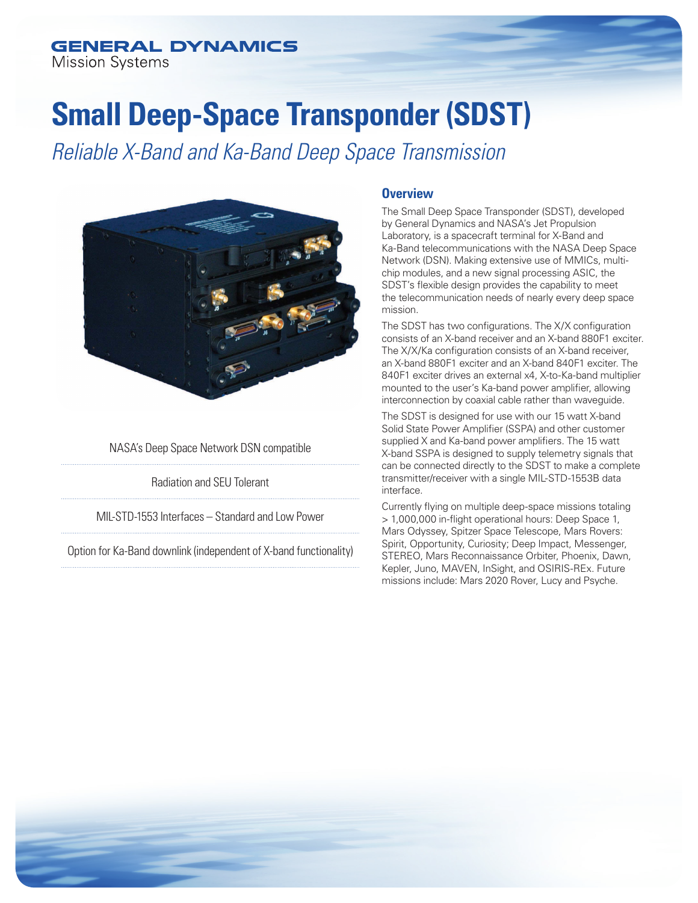GENERAL DYNAMICS
Mission Systems

# Small Deep-Space Transponder (SDST)

*Reliable X-Band and Ka-Band Deep Space Transmission*

NASA's Deep Space Network DSN compatible

Radiation and SEU Tolerant

MIL-STD-1553 Interfaces – Standard and Low Power

Option for Ka-Band downlink (independent of X-band functionality)

## Overview

The Small Deep Space Transponder (SDST), developed by General Dynamics and NASA's Jet Propulsion Laboratory, is a spacecraft terminal for X-Band and Ka-Band telecommunications with the NASA Deep Space Network (DSN). Making extensive use of MMICs, multi-chip modules, and a new signal processing ASIC, the SDST's flexible design provides the capability to meet the telecommunication needs of nearly every deep space mission.

The SDST has two configurations. The X/X configuration consists of an X-band receiver and an X-band 880F1 exciter. The X/X/Ka configuration consists of an X-band receiver, an X-band 880F1 exciter and an X-band 840F1 exciter. The 840F1 exciter drives an external x4, X-to-Ka-band multiplier mounted to the user's Ka-band power amplifier, allowing interconnection by coaxial cable rather than waveguide.

The SDST is designed for use with our 15 watt X-band Solid State Power Amplifier (SSPA) and other customer supplied X and Ka-band power amplifiers. The 15 watt X-band SSPA is designed to supply telemetry signals that can be connected directly to the SDST to make a complete transmitter/receiver with a single MIL-STD-1553B data interface.

Currently flying on multiple deep-space missions totaling > 1,000,000 in-flight operational hours: Deep Space 1, Mars Odyssey, Spitzer Space Telescope, Mars Rovers: Spirit, Opportunity, Curiosity; Deep Impact, Messenger, STEREO, Mars Reconnaissance Orbiter, Phoenix, Dawn, Kepler, Juno, MAVEN, InSight, and OSIRIS-REx. Future missions include: Mars 2020 Rover, Lucy and Psyche.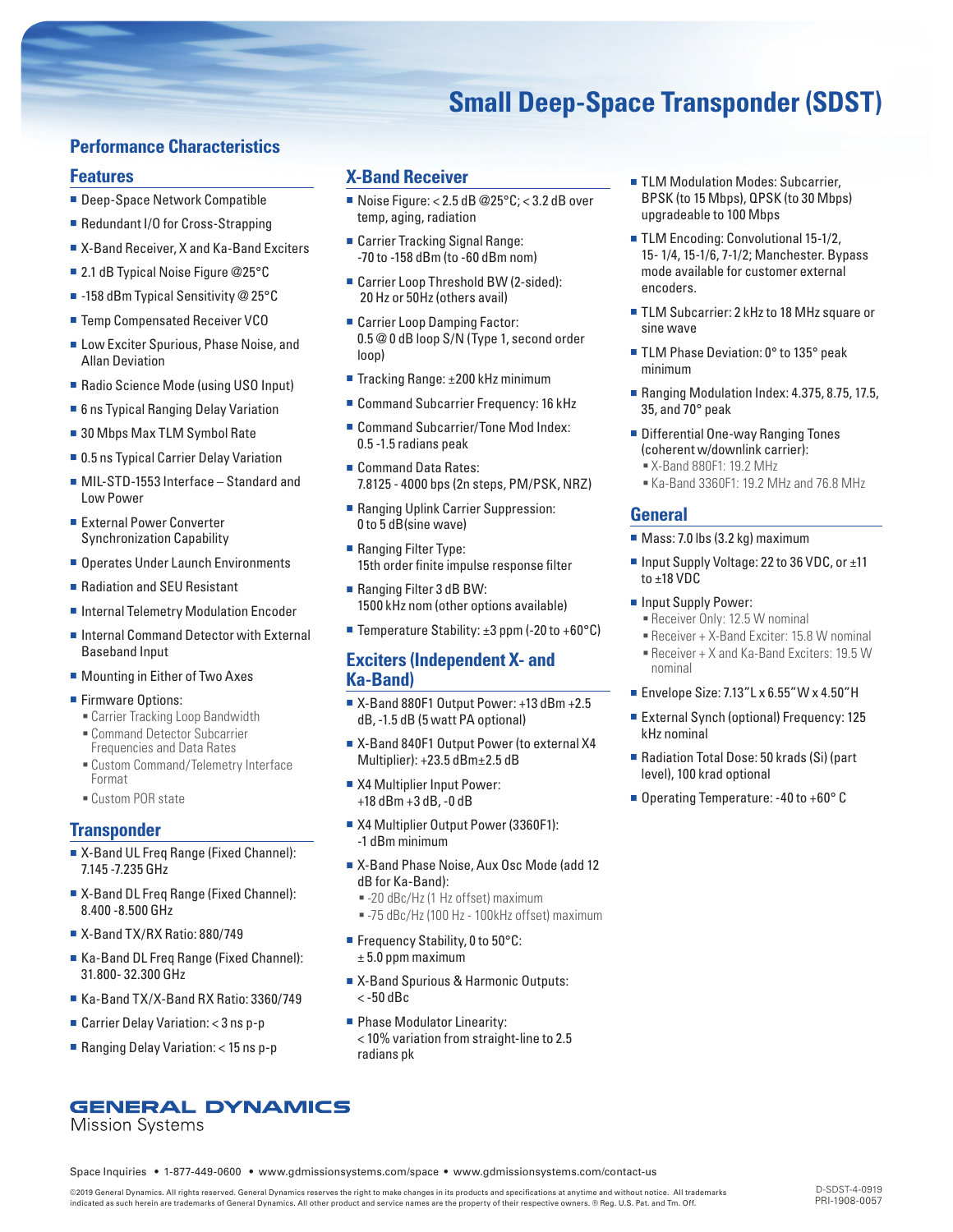# Small Deep-Space Transponder (SDST)

## Performance Characteristics

### Features

- Deep-Space Network Compatible
- Redundant I/O for Cross-Strapping
- X-Band Receiver, X and Ka-Band Exciters
- 2.1 dB Typical Noise Figure @25°C
- -158 dBm Typical Sensitivity @ 25°C
- Temp Compensated Receiver VCO
- Low Exciter Spurious, Phase Noise, and Allan Deviation
- Radio Science Mode (using USO Input)
- 6 ns Typical Ranging Delay Variation
- 30 Mbps Max TLM Symbol Rate
- 0.5 ns Typical Carrier Delay Variation
- MIL-STD-1553 Interface – Standard and Low Power
- External Power Converter Synchronization Capability
- Operates Under Launch Environments
- Radiation and SEU Resistant
- Internal Telemetry Modulation Encoder
- Internal Command Detector with External Baseband Input
- Mounting in Either of Two Axes
- Firmware Options:
  - Carrier Tracking Loop Bandwidth
  - Command Detector Subcarrier Frequencies and Data Rates
  - Custom Command/Telemetry Interface Format
  - Custom POR state

### Transponder

- X-Band UL Freq Range (Fixed Channel): 7.145 -7.235 GHz
- X-Band DL Freq Range (Fixed Channel): 8.400 -8.500 GHz
- X-Band TX/RX Ratio: 880/749
- Ka-Band DL Freq Range (Fixed Channel): 31.800- 32.300 GHz
- Ka-Band TX/X-Band RX Ratio: 3360/749
- Carrier Delay Variation: < 3 ns p-p
- Ranging Delay Variation: < 15 ns p-p

### X-Band Receiver

- Noise Figure: < 2.5 dB @25°C; < 3.2 dB over temp, aging, radiation
- Carrier Tracking Signal Range: -70 to -158 dBm (to -60 dBm nom)
- Carrier Loop Threshold BW (2-sided): 20 Hz or 50Hz (others avail)
- Carrier Loop Damping Factor: 0.5 @ 0 dB loop S/N (Type 1, second order loop)
- Tracking Range: ±200 kHz minimum
- Command Subcarrier Frequency: 16 kHz
- Command Subcarrier/Tone Mod Index: 0.5 -1.5 radians peak
- Command Data Rates: 7.8125 - 4000 bps (2n steps, PM/PSK, NRZ)
- Ranging Uplink Carrier Suppression: 0 to 5 dB(sine wave)
- Ranging Filter Type: 15th order finite impulse response filter
- Ranging Filter 3 dB BW: 1500 kHz nom (other options available)
- Temperature Stability: ±3 ppm (-20 to +60°C)

### Exciters (Independent X- and Ka-Band)

- X-Band 880F1 Output Power: +13 dBm +2.5 dB, -1.5 dB (5 watt PA optional)
- X-Band 840F1 Output Power (to external X4 Multiplier): +23.5 dBm±2.5 dB
- X4 Multiplier Input Power: +18 dBm +3 dB, -0 dB
- X4 Multiplier Output Power (3360F1): -1 dBm minimum
- X-Band Phase Noise, Aux Osc Mode (add 12 dB for Ka-Band):
  - -20 dBc/Hz (1 Hz offset) maximum
  - -75 dBc/Hz (100 Hz - 100kHz offset) maximum
- Frequency Stability, 0 to 50°C: ± 5.0 ppm maximum
- X-Band Spurious & Harmonic Outputs: < -50 dBc
- Phase Modulator Linearity: < 10% variation from straight-line to 2.5 radians pk
- TLM Modulation Modes: Subcarrier, BPSK (to 15 Mbps), QPSK (to 30 Mbps) upgradeable to 100 Mbps
- TLM Encoding: Convolutional 15-1/2, 15- 1/4, 15-1/6, 7-1/2; Manchester. Bypass mode available for customer external encoders.
- TLM Subcarrier: 2 kHz to 18 MHz square or sine wave
- TLM Phase Deviation: 0° to 135° peak minimum
- Ranging Modulation Index: 4.375, 8.75, 17.5, 35, and 70° peak
- Differential One-way Ranging Tones (coherent w/downlink carrier):
  - X-Band 880F1: 19.2 MHz
  - Ka-Band 3360F1: 19.2 MHz and 76.8 MHz

### General

- Mass: 7.0 lbs (3.2 kg) maximum
- Input Supply Voltage: 22 to 36 VDC, or ±11 to ±18 VDC
- Input Supply Power:
  - Receiver Only: 12.5 W nominal
  - Receiver + X-Band Exciter: 15.8 W nominal
  - Receiver + X and Ka-Band Exciters: 19.5 W nominal
- Envelope Size: 7.13"L x 6.55"W x 4.50"H
- External Synch (optional) Frequency: 125 kHz nominal
- Radiation Total Dose: 50 krads (Si) (part level), 100 krad optional
- Operating Temperature: -40 to +60° C

GENERAL DYNAMICS
Mission Systems

Space Inquiries • 1-877-449-0600 • www.gdmissionsystems.com/space • www.gdmissionsystems.com/contact-us

©2019 General Dynamics. All rights reserved. General Dynamics reserves the right to make changes in its products and specifications at anytime and without notice. All trademarks indicated as such herein are trademarks of General Dynamics. All other product and service names are the property of their respective owners. ® Reg. U.S. Pat. and Tm. Off.

D-SDST-4-0919
PRI-1908-0057